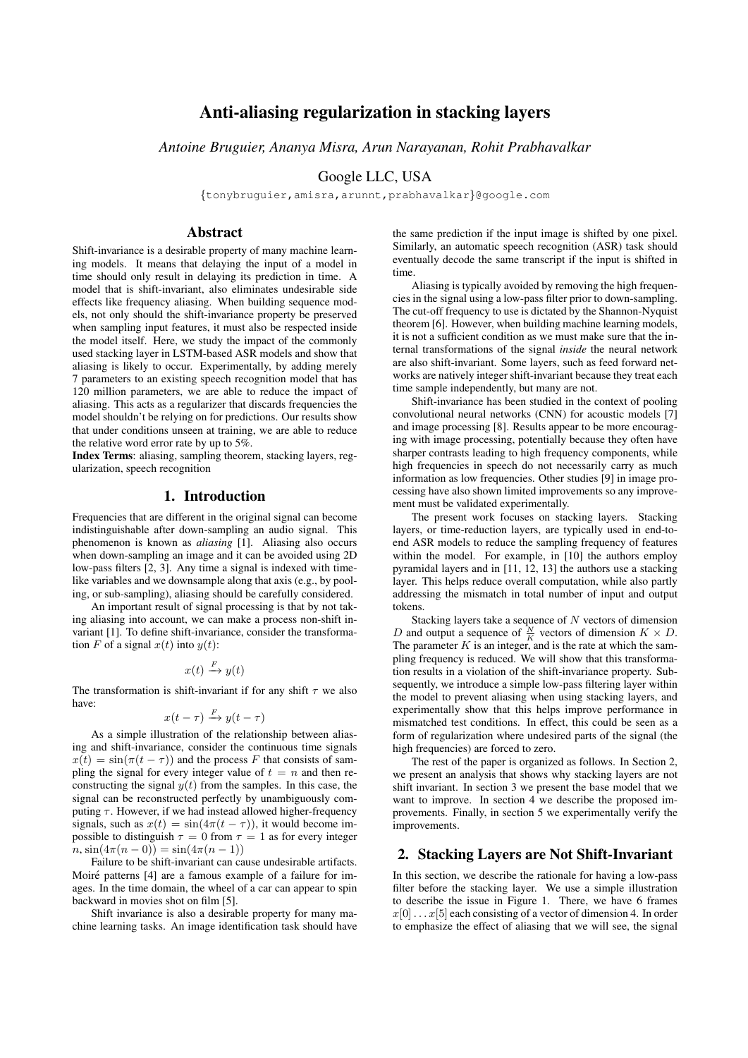# Anti-aliasing regularization in stacking layers

*Antoine Bruguier, Ananya Misra, Arun Narayanan, Rohit Prabhavalkar*

Google LLC, USA

{tonybruguier,amisra,arunnt,prabhavalkar}@google.com

## Abstract

Shift-invariance is a desirable property of many machine learning models. It means that delaying the input of a model in time should only result in delaying its prediction in time. A model that is shift-invariant, also eliminates undesirable side effects like frequency aliasing. When building sequence models, not only should the shift-invariance property be preserved when sampling input features, it must also be respected inside the model itself. Here, we study the impact of the commonly used stacking layer in LSTM-based ASR models and show that aliasing is likely to occur. Experimentally, by adding merely 7 parameters to an existing speech recognition model that has 120 million parameters, we are able to reduce the impact of aliasing. This acts as a regularizer that discards frequencies the model shouldn't be relying on for predictions. Our results show that under conditions unseen at training, we are able to reduce the relative word error rate by up to 5%.

**Index Terms**: aliasing, sampling theorem, stacking layers, regularization, speech recognition

## 1. Introduction

Frequencies that are different in the original signal can become indistinguishable after down-sampling an audio signal. This phenomenon is known as *aliasing* [1]. Aliasing also occurs when down-sampling an image and it can be avoided using 2D low-pass filters [2, 3]. Any time a signal is indexed with time-like variables and we downsample along that axis (e.g., by pooling, or sub-sampling), aliasing should be carefully considered.

An important result of signal processing is that by not taking aliasing into account, we can make a process non-shift invariant [1]. To define shift-invariance, consider the transformation $F$ of a signal $x(t)$ into $y(t)$:

$$x(t) \xrightarrow{F} y(t)$$

The transformation is shift-invariant if for any shift $\tau$ we also have:

$$x(t-\tau) \xrightarrow{F} y(t-\tau)$$

As a simple illustration of the relationship between aliasing and shift-invariance, consider the continuous time signals $x(t) = \sin(\pi(t-\tau))$ and the process $F$ that consists of sampling the signal for every integer value of $t = n$ and then reconstructing the signal $y(t)$ from the samples. In this case, the signal can be reconstructed perfectly by unambiguously computing $\tau$. However, if we had instead allowed higher-frequency signals, such as $x(t) = \sin(4\pi(t-\tau))$, it would become impossible to distinguish $\tau = 0$ from $\tau = 1$ as for every integer $n$, $\sin(4\pi(n-0)) = \sin(4\pi(n-1))$

Failure to be shift-invariant can cause undesirable artifacts. Moiré patterns [4] are a famous example of a failure for images. In the time domain, the wheel of a car can appear to spin backward in movies shot on film [5].

Shift invariance is also a desirable property for many machine learning tasks. An image identification task should have the same prediction if the input image is shifted by one pixel. Similarly, an automatic speech recognition (ASR) task should eventually decode the same transcript if the input is shifted in time.

Aliasing is typically avoided by removing the high frequencies in the signal using a low-pass filter prior to down-sampling. The cut-off frequency to use is dictated by the Shannon-Nyquist theorem [6]. However, when building machine learning models, it is not a sufficient condition as we must make sure that the internal transformations of the signal *inside* the neural network are also shift-invariant. Some layers, such as feed forward networks are natively integer shift-invariant because they treat each time sample independently, but many are not.

Shift-invariance has been studied in the context of pooling convolutional neural networks (CNN) for acoustic models [7] and image processing [8]. Results appear to be more encouraging with image processing, potentially because they often have sharper contrasts leading to high frequency components, while high frequencies in speech do not necessarily carry as much information as low frequencies. Other studies [9] in image processing have also shown limited improvements so any improvement must be validated experimentally.

The present work focuses on stacking layers. Stacking layers, or time-reduction layers, are typically used in end-to-end ASR models to reduce the sampling frequency of features within the model. For example, in [10] the authors employ pyramidal layers and in [11, 12, 13] the authors use a stacking layer. This helps reduce overall computation, while also partly addressing the mismatch in total number of input and output tokens.

Stacking layers take a sequence of $N$ vectors of dimension $D$ and output a sequence of $\frac{N}{K}$ vectors of dimension $K \times D$. The parameter $K$ is an integer, and is the rate at which the sampling frequency is reduced. We will show that this transformation results in a violation of the shift-invariance property. Subsequently, we introduce a simple low-pass filtering layer within the model to prevent aliasing when using stacking layers, and experimentally show that this helps improve performance in mismatched test conditions. In effect, this could be seen as a form of regularization where undesired parts of the signal (the high frequencies) are forced to zero.

The rest of the paper is organized as follows. In Section 2, we present an analysis that shows why stacking layers are not shift invariant. In section 3 we present the base model that we want to improve. In section 4 we describe the proposed improvements. Finally, in section 5 we experimentally verify the improvements.

## 2. Stacking Layers are Not Shift-Invariant

In this section, we describe the rationale for having a low-pass filter before the stacking layer. We use a simple illustration to describe the issue in Figure 1. There, we have 6 frames $x[0] \ldots x[5]$ each consisting of a vector of dimension 4. In order to emphasize the effect of aliasing that we will see, the signal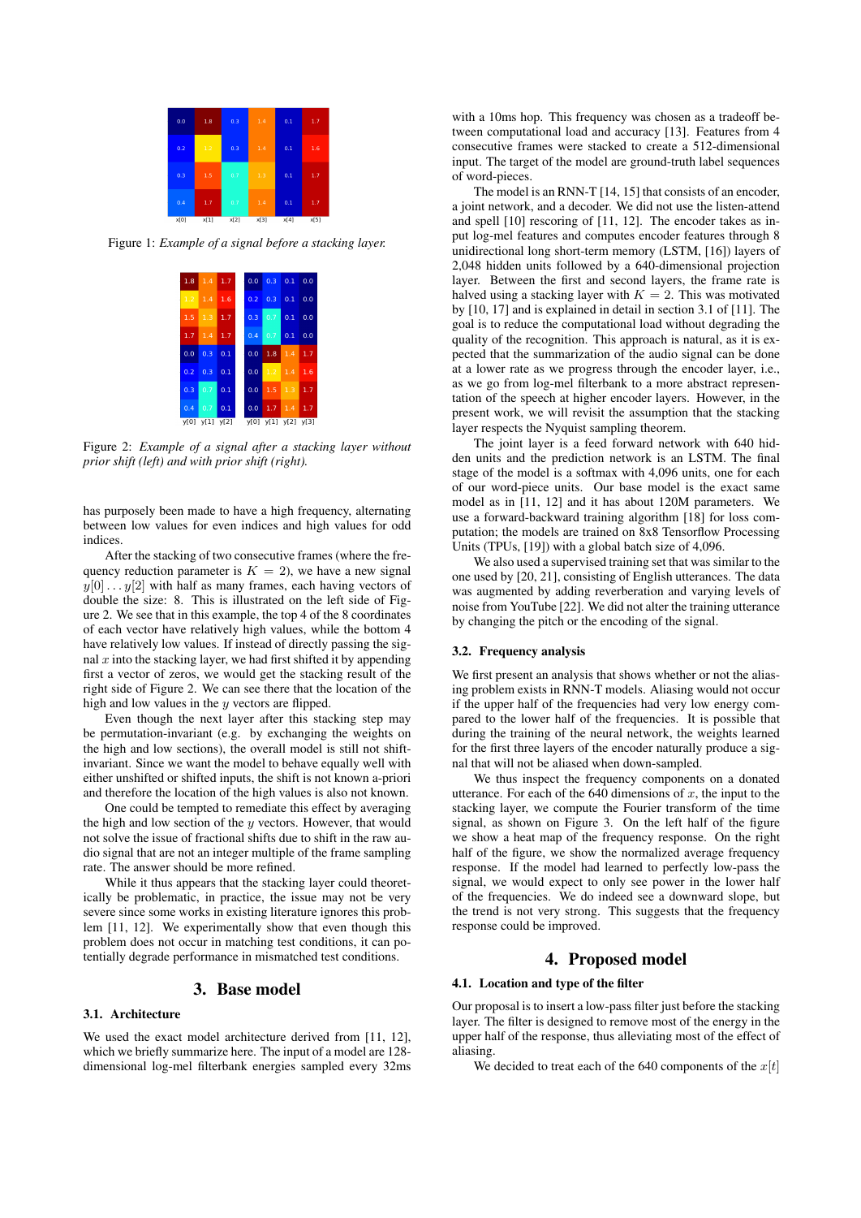Figure 1: *Example of a signal before a stacking layer.*

Figure 2: *Example of a signal after a stacking layer without prior shift (left) and with prior shift (right).*

has purposely been made to have a high frequency, alternating between low values for even indices and high values for odd indices.

After the stacking of two consecutive frames (where the frequency reduction parameter is $K = 2$), we have a new signal $y[0] \ldots y[2]$ with half as many frames, each having vectors of double the size: 8. This is illustrated on the left side of Figure 2. We see that in this example, the top 4 of the 8 coordinates of each vector have relatively high values, while the bottom 4 have relatively low values. If instead of directly passing the signal $x$ into the stacking layer, we had first shifted it by appending first a vector of zeros, we would get the stacking result of the right side of Figure 2. We can see there that the location of the high and low values in the $y$ vectors are flipped.

Even though the next layer after this stacking step may be permutation-invariant (e.g. by exchanging the weights on the high and low sections), the overall model is still not shift-invariant. Since we want the model to behave equally well with either unshifted or shifted inputs, the shift is not known a-priori and therefore the location of the high values is also not known.

One could be tempted to remediate this effect by averaging the high and low section of the $y$ vectors. However, that would not solve the issue of fractional shifts due to shift in the raw audio signal that are not an integer multiple of the frame sampling rate. The answer should be more refined.

While it thus appears that the stacking layer could theoretically be problematic, in practice, the issue may not be very severe since some works in existing literature ignores this problem [11, 12]. We experimentally show that even though this problem does not occur in matching test conditions, it can potentially degrade performance in mismatched test conditions.

## 3. Base model

### 3.1. Architecture

We used the exact model architecture derived from [11, 12], which we briefly summarize here. The input of a model are 128-dimensional log-mel filterbank energies sampled every 32ms with a 10ms hop. This frequency was chosen as a tradeoff between computational load and accuracy [13]. Features from 4 consecutive frames were stacked to create a 512-dimensional input. The target of the model are ground-truth label sequences of word-pieces.

The model is an RNN-T [14, 15] that consists of an encoder, a joint network, and a decoder. We did not use the listen-attend and spell [10] rescoring of [11, 12]. The encoder takes as input log-mel features and computes encoder features through 8 unidirectional long short-term memory (LSTM, [16]) layers of 2,048 hidden units followed by a 640-dimensional projection layer. Between the first and second layers, the frame rate is halved using a stacking layer with $K = 2$. This was motivated by [10, 17] and is explained in detail in section 3.1 of [11]. The goal is to reduce the computational load without degrading the quality of the recognition. This approach is natural, as it is expected that the summarization of the audio signal can be done at a lower rate as we progress through the encoder layer, i.e., as we go from log-mel filterbank to a more abstract representation of the speech at higher encoder layers. However, in the present work, we will revisit the assumption that the stacking layer respects the Nyquist sampling theorem.

The joint layer is a feed forward network with 640 hidden units and the prediction network is an LSTM. The final stage of the model is a softmax with 4,096 units, one for each of our word-piece units. Our base model is the exact same model as in [11, 12] and it has about 120M parameters. We use a forward-backward training algorithm [18] for loss computation; the models are trained on 8x8 Tensorflow Processing Units (TPUs, [19]) with a global batch size of 4,096.

We also used a supervised training set that was similar to the one used by [20, 21], consisting of English utterances. The data was augmented by adding reverberation and varying levels of noise from YouTube [22]. We did not alter the training utterance by changing the pitch or the encoding of the signal.

### 3.2. Frequency analysis

We first present an analysis that shows whether or not the aliasing problem exists in RNN-T models. Aliasing would not occur if the upper half of the frequencies had very low energy compared to the lower half of the frequencies. It is possible that during the training of the neural network, the weights learned for the first three layers of the encoder naturally produce a signal that will not be aliased when down-sampled.

We thus inspect the frequency components on a donated utterance. For each of the 640 dimensions of $x$, the input to the stacking layer, we compute the Fourier transform of the time signal, as shown on Figure 3. On the left half of the figure we show a heat map of the frequency response. On the right half of the figure, we show the normalized average frequency response. If the model had learned to perfectly low-pass the signal, we would expect to only see power in the lower half of the frequencies. We do indeed see a downward slope, but the trend is not very strong. This suggests that the frequency response could be improved.

## 4. Proposed model

### 4.1. Location and type of the filter

Our proposal is to insert a low-pass filter just before the stacking layer. The filter is designed to remove most of the energy in the upper half of the response, thus alleviating most of the effect of aliasing.

We decided to treat each of the 640 components of the $x[t]$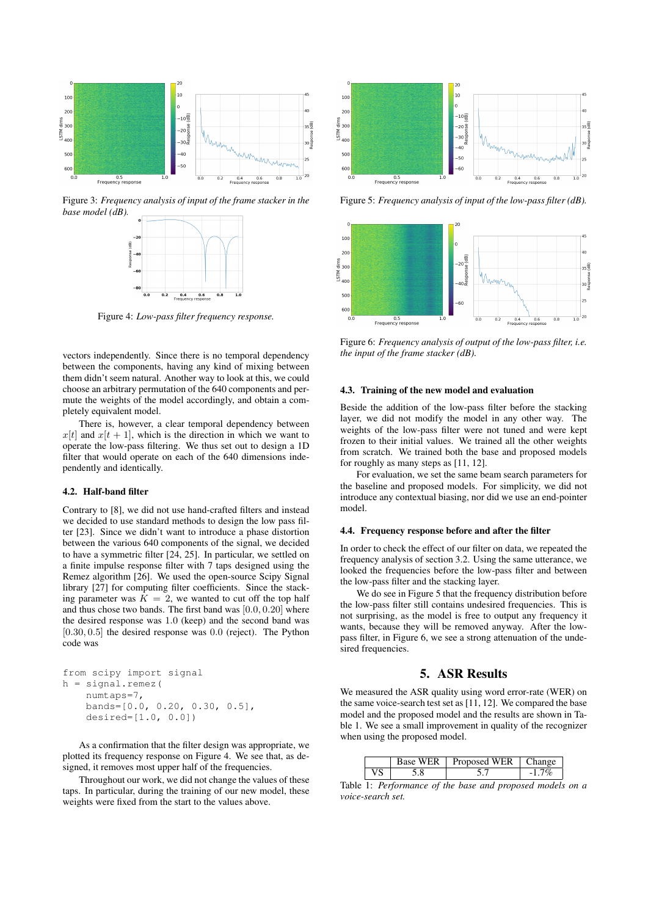Figure 3: *Frequency analysis of input of the frame stacker in the base model (dB).*

Figure 4: *Low-pass filter frequency response.*

vectors independently. Since there is no temporal dependency between the components, having any kind of mixing between them didn't seem natural. Another way to look at this, we could choose an arbitrary permutation of the 640 components and permute the weights of the model accordingly, and obtain a completely equivalent model.

There is, however, a clear temporal dependency between $x[t]$ and $x[t+1]$, which is the direction in which we want to operate the low-pass filtering. We thus set out to design a 1D filter that would operate on each of the 640 dimensions independently and identically.

### 4.2. Half-band filter

Contrary to [8], we did not use hand-crafted filters and instead we decided to use standard methods to design the low pass filter [23]. Since we didn't want to introduce a phase distortion between the various 640 components of the signal, we decided to have a symmetric filter [24, 25]. In particular, we settled on a finite impulse response filter with 7 taps designed using the Remez algorithm [26]. We used the open-source Scipy Signal library [27] for computing filter coefficients. Since the stacking parameter was $K = 2$, we wanted to cut off the top half and thus chose two bands. The first band was $[0.0, 0.20]$ where the desired response was $1.0$ (keep) and the second band was $[0.30, 0.5]$ the desired response was $0.0$ (reject). The Python code was

```
from scipy import signal
h = signal.remez(
    numtaps=7,
    bands=[0.0, 0.20, 0.30, 0.5],
    desired=[1.0, 0.0])
```

As a confirmation that the filter design was appropriate, we plotted its frequency response on Figure 4. We see that, as designed, it removes most upper half of the frequencies.

Throughout our work, we did not change the values of these taps. In particular, during the training of our new model, these weights were fixed from the start to the values above.

Figure 5: *Frequency analysis of input of the low-pass filter (dB).*

Figure 6: *Frequency analysis of output of the low-pass filter, i.e. the input of the frame stacker (dB).*

### 4.3. Training of the new model and evaluation

Beside the addition of the low-pass filter before the stacking layer, we did not modify the model in any other way. The weights of the low-pass filter were not tuned and were kept frozen to their initial values. We trained all the other weights from scratch. We trained both the base and proposed models for roughly as many steps as [11, 12].

For evaluation, we set the same beam search parameters for the baseline and proposed models. For simplicity, we did not introduce any contextual biasing, nor did we use an end-pointer model.

### 4.4. Frequency response before and after the filter

In order to check the effect of our filter on data, we repeated the frequency analysis of section 3.2. Using the same utterance, we looked the frequencies before the low-pass filter and between the low-pass filter and the stacking layer.

We do see in Figure 5 that the frequency distribution before the low-pass filter still contains undesired frequencies. This is not surprising, as the model is free to output any frequency it wants, because they will be removed anyway. After the low-pass filter, in Figure 6, we see a strong attenuation of the undesired frequencies.

## 5. ASR Results

We measured the ASR quality using word error-rate (WER) on the same voice-search test set as [11, 12]. We compared the base model and the proposed model and the results are shown in Table 1. We see a small improvement in quality of the recognizer when using the proposed model.

| | Base WER | Proposed WER | Change |
|---|---|---|---|
| VS | 5.8 | 5.7 | -1.7% |

Table 1: *Performance of the base and proposed models on a voice-search set.*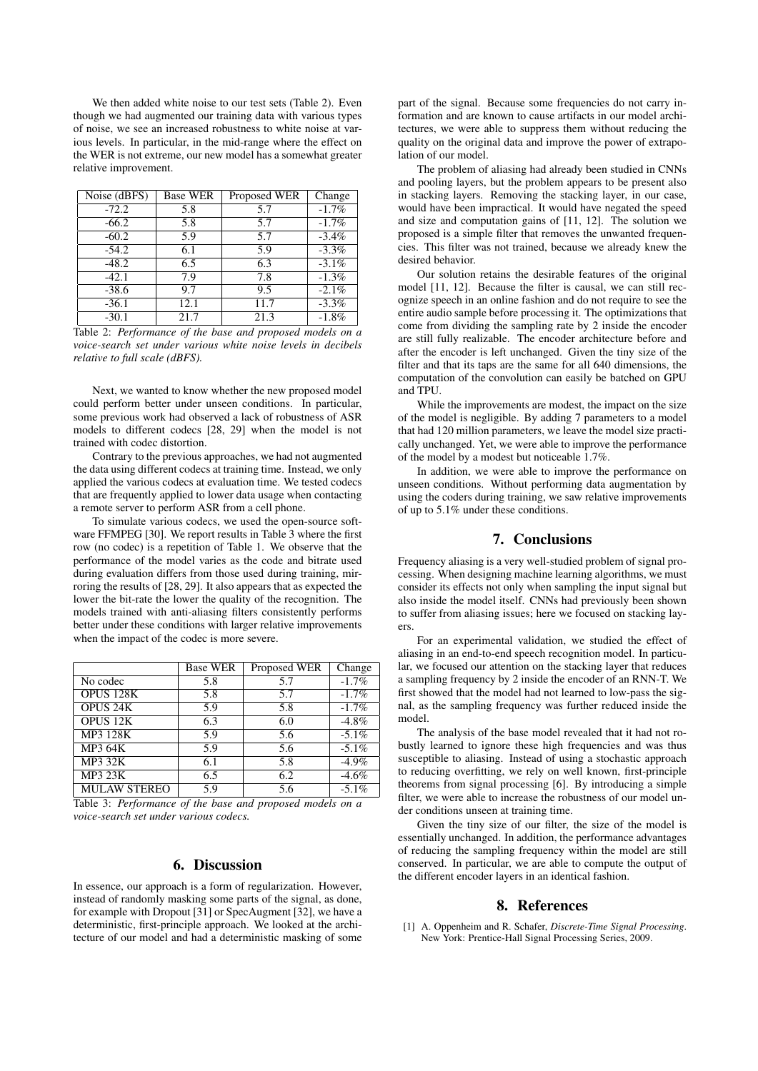We then added white noise to our test sets (Table 2). Even though we had augmented our training data with various types of noise, we see an increased robustness to white noise at various levels. In particular, in the mid-range where the effect on the WER is not extreme, our new model has a somewhat greater relative improvement.

| Noise (dBFS) | Base WER | Proposed WER | Change |
|---|---|---|---|
| -72.2 | 5.8 | 5.7 | -1.7% |
| -66.2 | 5.8 | 5.7 | -1.7% |
| -60.2 | 5.9 | 5.7 | -3.4% |
| -54.2 | 6.1 | 5.9 | -3.3% |
| -48.2 | 6.5 | 6.3 | -3.1% |
| -42.1 | 7.9 | 7.8 | -1.3% |
| -38.6 | 9.7 | 9.5 | -2.1% |
| -36.1 | 12.1 | 11.7 | -3.3% |
| -30.1 | 21.7 | 21.3 | -1.8% |

Table 2: *Performance of the base and proposed models on a voice-search set under various white noise levels in decibels relative to full scale (dBFS).*

Next, we wanted to know whether the new proposed model could perform better under unseen conditions. In particular, some previous work had observed a lack of robustness of ASR models to different codecs [28, 29] when the model is not trained with codec distortion.

Contrary to the previous approaches, we had not augmented the data using different codecs at training time. Instead, we only applied the various codecs at evaluation time. We tested codecs that are frequently applied to lower data usage when contacting a remote server to perform ASR from a cell phone.

To simulate various codecs, we used the open-source software FFMPEG [30]. We report results in Table 3 where the first row (no codec) is a repetition of Table 1. We observe that the performance of the model varies as the code and bitrate used during evaluation differs from those used during training, mirroring the results of [28, 29]. It also appears that as expected the lower the bit-rate the lower the quality of the recognition. The models trained with anti-aliasing filters consistently performs better under these conditions with larger relative improvements when the impact of the codec is more severe.

| | Base WER | Proposed WER | Change |
|---|---|---|---|
| No codec | 5.8 | 5.7 | -1.7% |
| OPUS 128K | 5.8 | 5.7 | -1.7% |
| OPUS 24K | 5.9 | 5.8 | -1.7% |
| OPUS 12K | 6.3 | 6.0 | -4.8% |
| MP3 128K | 5.9 | 5.6 | -5.1% |
| MP3 64K | 5.9 | 5.6 | -5.1% |
| MP3 32K | 6.1 | 5.8 | -4.9% |
| MP3 23K | 6.5 | 6.2 | -4.6% |
| MULAW STEREO | 5.9 | 5.6 | -5.1% |

Table 3: *Performance of the base and proposed models on a voice-search set under various codecs.*

## 6. Discussion

In essence, our approach is a form of regularization. However, instead of randomly masking some parts of the signal, as done, for example with Dropout [31] or SpecAugment [32], we have a deterministic, first-principle approach. We looked at the architecture of our model and had a deterministic masking of some part of the signal. Because some frequencies do not carry information and are known to cause artifacts in our model architectures, we were able to suppress them without reducing the quality on the original data and improve the power of extrapolation of our model.

The problem of aliasing had already been studied in CNNs and pooling layers, but the problem appears to be present also in stacking layers. Removing the stacking layer, in our case, would have been impractical. It would have negated the speed and size and computation gains of [11, 12]. The solution we proposed is a simple filter that removes the unwanted frequencies. This filter was not trained, because we already knew the desired behavior.

Our solution retains the desirable features of the original model [11, 12]. Because the filter is causal, we can still recognize speech in an online fashion and do not require to see the entire audio sample before processing it. The optimizations that come from dividing the sampling rate by 2 inside the encoder are still fully realizable. The encoder architecture before and after the encoder is left unchanged. Given the tiny size of the filter and that its taps are the same for all 640 dimensions, the computation of the convolution can easily be batched on GPU and TPU.

While the improvements are modest, the impact on the size of the model is negligible. By adding 7 parameters to a model that had 120 million parameters, we leave the model size practically unchanged. Yet, we were able to improve the performance of the model by a modest but noticeable 1.7%.

In addition, we were able to improve the performance on unseen conditions. Without performing data augmentation by using the coders during training, we saw relative improvements of up to 5.1% under these conditions.

## 7. Conclusions

Frequency aliasing is a very well-studied problem of signal processing. When designing machine learning algorithms, we must consider its effects not only when sampling the input signal but also inside the model itself. CNNs had previously been shown to suffer from aliasing issues; here we focused on stacking layers.

For an experimental validation, we studied the effect of aliasing in an end-to-end speech recognition model. In particular, we focused our attention on the stacking layer that reduces a sampling frequency by 2 inside the encoder of an RNN-T. We first showed that the model had not learned to low-pass the signal, as the sampling frequency was further reduced inside the model.

The analysis of the base model revealed that it had not robustly learned to ignore these high frequencies and was thus susceptible to aliasing. Instead of using a stochastic approach to reducing overfitting, we rely on well known, first-principle theorems from signal processing [6]. By introducing a simple filter, we were able to increase the robustness of our model under conditions unseen at training time.

Given the tiny size of our filter, the size of the model is essentially unchanged. In addition, the performance advantages of reducing the sampling frequency within the model are still conserved. In particular, we are able to compute the output of the different encoder layers in an identical fashion.

## 8. References

[1] A. Oppenheim and R. Schafer, *Discrete-Time Signal Processing*. New York: Prentice-Hall Signal Processing Series, 2009.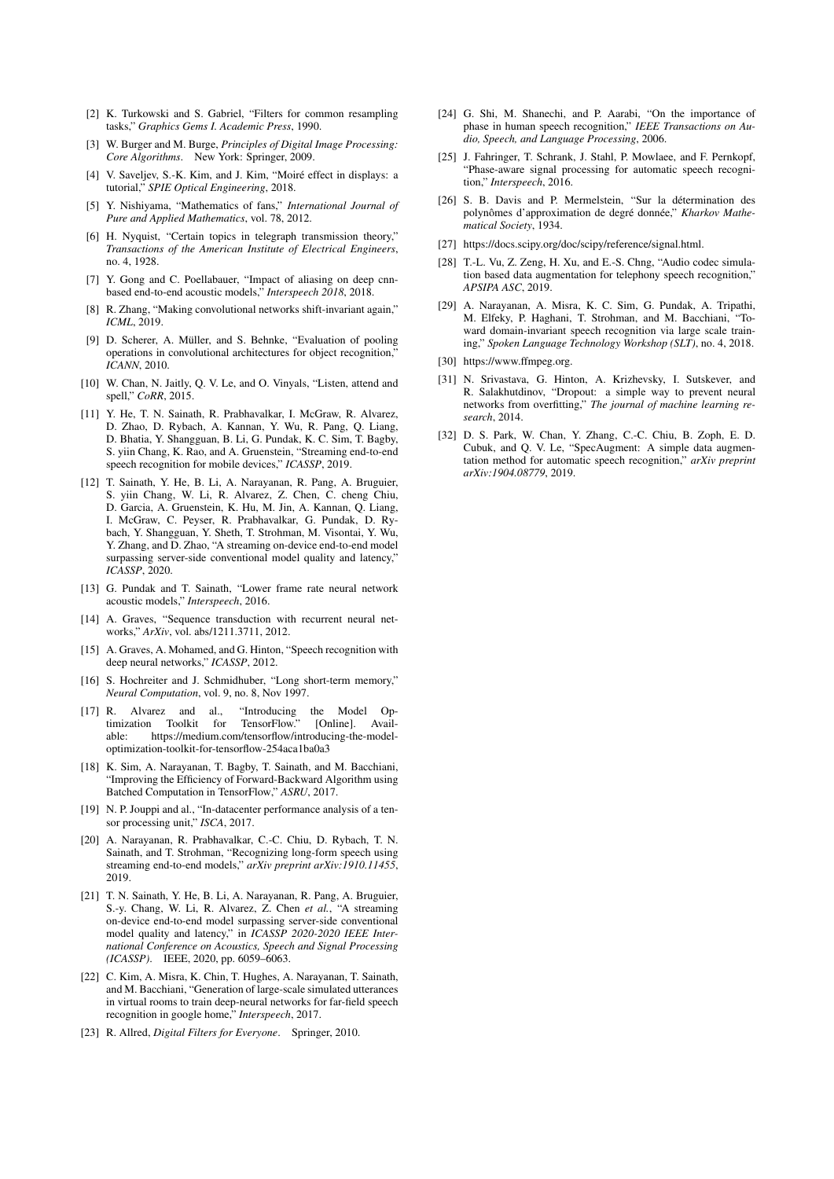[2] K. Turkowski and S. Gabriel, "Filters for common resampling tasks," *Graphics Gems I. Academic Press*, 1990.

[3] W. Burger and M. Burge, *Principles of Digital Image Processing: Core Algorithms*. New York: Springer, 2009.

[4] V. Saveljev, S.-K. Kim, and J. Kim, "Moiré effect in displays: a tutorial," *SPIE Optical Engineering*, 2018.

[5] Y. Nishiyama, "Mathematics of fans," *International Journal of Pure and Applied Mathematics*, vol. 78, 2012.

[6] H. Nyquist, "Certain topics in telegraph transmission theory," *Transactions of the American Institute of Electrical Engineers*, no. 4, 1928.

[7] Y. Gong and C. Poellabauer, "Impact of aliasing on deep cnn-based end-to-end acoustic models," *Interspeech 2018*, 2018.

[8] R. Zhang, "Making convolutional networks shift-invariant again," *ICML*, 2019.

[9] D. Scherer, A. Müller, and S. Behnke, "Evaluation of pooling operations in convolutional architectures for object recognition," *ICANN*, 2010.

[10] W. Chan, N. Jaitly, Q. V. Le, and O. Vinyals, "Listen, attend and spell," *CoRR*, 2015.

[11] Y. He, T. N. Sainath, R. Prabhavalkar, I. McGraw, R. Alvarez, D. Zhao, D. Rybach, A. Kannan, Y. Wu, R. Pang, Q. Liang, D. Bhatia, Y. Shangguan, B. Li, G. Pundak, K. C. Sim, T. Bagby, S. yiin Chang, K. Rao, and A. Gruenstein, "Streaming end-to-end speech recognition for mobile devices," *ICASSP*, 2019.

[12] T. Sainath, Y. He, B. Li, A. Narayanan, R. Pang, A. Bruguier, S. yiin Chang, W. Li, R. Alvarez, Z. Chen, C. cheng Chiu, D. Garcia, A. Gruenstein, K. Hu, M. Jin, A. Kannan, Q. Liang, I. McGraw, C. Peyser, R. Prabhavalkar, G. Pundak, D. Rybach, Y. Shangguan, Y. Sheth, T. Strohman, M. Visontai, Y. Wu, Y. Zhang, and D. Zhao, "A streaming on-device end-to-end model surpassing server-side conventional model quality and latency," *ICASSP*, 2020.

[13] G. Pundak and T. Sainath, "Lower frame rate neural network acoustic models," *Interspeech*, 2016.

[14] A. Graves, "Sequence transduction with recurrent neural networks," *ArXiv*, vol. abs/1211.3711, 2012.

[15] A. Graves, A. Mohamed, and G. Hinton, "Speech recognition with deep neural networks," *ICASSP*, 2012.

[16] S. Hochreiter and J. Schmidhuber, "Long short-term memory," *Neural Computation*, vol. 9, no. 8, Nov 1997.

[17] R. Alvarez and al., "Introducing the Model Optimization Toolkit for TensorFlow." [Online]. Available: https://medium.com/tensorflow/introducing-the-model-optimization-toolkit-for-tensorflow-254aca1ba0a3

[18] K. Sim, A. Narayanan, T. Bagby, T. Sainath, and M. Bacchiani, "Improving the Efficiency of Forward-Backward Algorithm using Batched Computation in TensorFlow," *ASRU*, 2017.

[19] N. P. Jouppi and al., "In-datacenter performance analysis of a tensor processing unit," *ISCA*, 2017.

[20] A. Narayanan, R. Prabhavalkar, C.-C. Chiu, D. Rybach, T. N. Sainath, and T. Strohman, "Recognizing long-form speech using streaming end-to-end models," *arXiv preprint arXiv:1910.11455*, 2019.

[21] T. N. Sainath, Y. He, B. Li, A. Narayanan, R. Pang, A. Bruguier, S.-y. Chang, W. Li, R. Alvarez, Z. Chen *et al.*, "A streaming on-device end-to-end model surpassing server-side conventional model quality and latency," in *ICASSP 2020-2020 IEEE International Conference on Acoustics, Speech and Signal Processing (ICASSP)*. IEEE, 2020, pp. 6059–6063.

[22] C. Kim, A. Misra, K. Chin, T. Hughes, A. Narayanan, T. Sainath, and M. Bacchiani, "Generation of large-scale simulated utterances in virtual rooms to train deep-neural networks for far-field speech recognition in google home," *Interspeech*, 2017.

[23] R. Allred, *Digital Filters for Everyone*. Springer, 2010.

[24] G. Shi, M. Shanechi, and P. Aarabi, "On the importance of phase in human speech recognition," *IEEE Transactions on Audio, Speech, and Language Processing*, 2006.

[25] J. Fahringer, T. Schrank, J. Stahl, P. Mowlaee, and F. Pernkopf, "Phase-aware signal processing for automatic speech recognition," *Interspeech*, 2016.

[26] S. B. Davis and P. Mermelstein, "Sur la détermination des polynômes d'approximation de degré donnée," *Kharkov Mathematical Society*, 1934.

[27] https://docs.scipy.org/doc/scipy/reference/signal.html.

[28] T.-L. Vu, Z. Zeng, H. Xu, and E.-S. Chng, "Audio codec simulation based data augmentation for telephony speech recognition," *APSIPA ASC*, 2019.

[29] A. Narayanan, A. Misra, K. C. Sim, G. Pundak, A. Tripathi, M. Elfeky, P. Haghani, T. Strohman, and M. Bacchiani, "Toward domain-invariant speech recognition via large scale training," *Spoken Language Technology Workshop (SLT)*, no. 4, 2018.

[30] https://www.ffmpeg.org.

[31] N. Srivastava, G. Hinton, A. Krizhevsky, I. Sutskever, and R. Salakhutdinov, "Dropout: a simple way to prevent neural networks from overfitting," *The journal of machine learning research*, 2014.

[32] D. S. Park, W. Chan, Y. Zhang, C.-C. Chiu, B. Zoph, E. D. Cubuk, and Q. V. Le, "SpecAugment: A simple data augmentation method for automatic speech recognition," *arXiv preprint arXiv:1904.08779*, 2019.